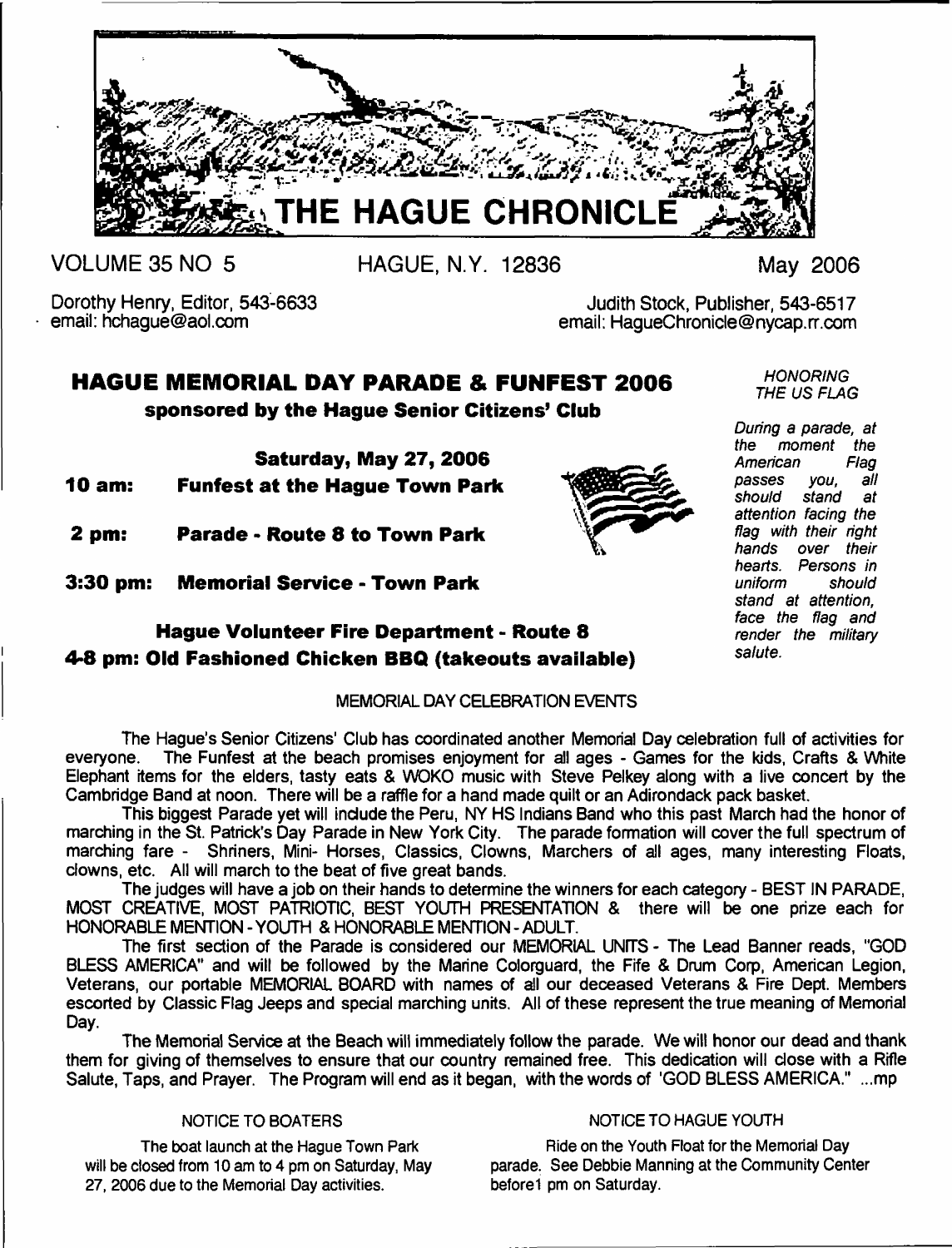# THE HAGUE CHRONICLE

VOLUME 35 NO 5 HAGUE, N.Y. 12836 May 2006

Dorothy Henry, Editor, 543-6633
email: hchague@aol.com

Judith Stock, Publisher, 543-6517
email: HagueChronicle@nycap.rr.com

## HAGUE MEMORIAL DAY PARADE & FUNFEST 2006

**sponsored by the Hague Senior Citizens' Club**

**Saturday, May 27, 2006**

**10 am: Funfest at the Hague Town Park**

**2 pm: Parade - Route 8 to Town Park**

**3:30 pm: Memorial Service - Town Park**

**Hague Volunteer Fire Department - Route 8**
**4-8 pm: Old Fashioned Chicken BBQ (takeouts available)**

*HONORING THE US FLAG*

*During a parade, at the moment the American Flag passes you, all should stand at attention facing the flag with their right hands over their hearts. Persons in uniform should stand at attention, face the flag and render the military salute.*

MEMORIAL DAY CELEBRATION EVENTS

The Hague's Senior Citizens' Club has coordinated another Memorial Day celebration full of activities for everyone. The Funfest at the beach promises enjoyment for all ages - Games for the kids, Crafts & White Elephant items for the elders, tasty eats & WOKO music with Steve Pelkey along with a live concert by the Cambridge Band at noon. There will be a raffle for a hand made quilt or an Adirondack pack basket.

This biggest Parade yet will include the Peru, NY HS Indians Band who this past March had the honor of marching in the St. Patrick's Day Parade in New York City. The parade formation will cover the full spectrum of marching fare - Shriners, Mini- Horses, Classics, Clowns, Marchers of all ages, many interesting Floats, clowns, etc. All will march to the beat of five great bands.

The judges will have a job on their hands to determine the winners for each category - BEST IN PARADE, MOST CREATIVE, MOST PATRIOTIC, BEST YOUTH PRESENTATION & there will be one prize each for HONORABLE MENTION - YOUTH & HONORABLE MENTION - ADULT.

The first section of the Parade is considered our MEMORIAL UNITS - The Lead Banner reads, "GOD BLESS AMERICA" and will be followed by the Marine Colorguard, the Fife & Drum Corp, American Legion, Veterans, our portable MEMORIAL BOARD with names of all our deceased Veterans & Fire Dept. Members escorted by Classic Flag Jeeps and special marching units. All of these represent the true meaning of Memorial Day.

The Memorial Service at the Beach will immediately follow the parade. We will honor our dead and thank them for giving of themselves to ensure that our country remained free. This dedication will close with a Rifle Salute, Taps, and Prayer. The Program will end as it began, with the words of 'GOD BLESS AMERICA." ...mp

NOTICE TO BOATERS

The boat launch at the Hague Town Park will be closed from 10 am to 4 pm on Saturday, May 27, 2006 due to the Memorial Day activities.

NOTICE TO HAGUE YOUTH

Ride on the Youth Float for the Memorial Day parade. See Debbie Manning at the Community Center before1 pm on Saturday.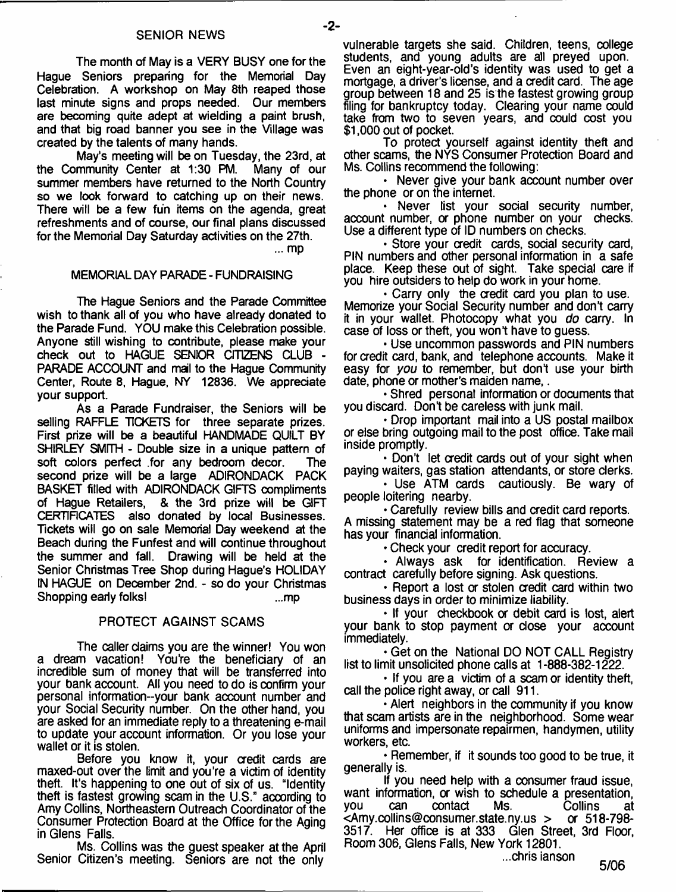## SENIOR NEWS

The month of May is a VERY BUSY one for the Hague Seniors preparing for the Memorial Day Celebration. A workshop on May 8th reaped those last minute signs and props needed. Our members are becoming quite adept at wielding a paint brush, and that big road banner you see in the Village was created by the talents of many hands.

May's meeting will be on Tuesday, the 23rd, at the Community Center at 1:30 PM. Many of our summer members have returned to the North Country so we look forward to catching up on their news. There will be a few fun items on the agenda, great refreshments and of course, our final plans discussed for the Memorial Day Saturday activities on the 27th.

... mp

## MEMORIAL DAY PARADE - FUNDRAISING

The Hague Seniors and the Parade Committee wish to thank all of you who have already donated to the Parade Fund. YOU make this Celebration possible. Anyone still wishing to contribute, please make your check out to HAGUE SENIOR CITIZENS CLUB - PARADE ACCOUNT and mail to the Hague Community Center, Route 8, Hague, NY 12836. We appreciate your support.

As a Parade Fundraiser, the Seniors will be selling RAFFLE TICKETS for three separate prizes. First prize will be a beautiful HANDMADE QUILT BY SHIRLEY SMITH - Double size in a unique pattern of soft colors perfect for any bedroom decor. The second prize will be a large ADIRONDACK PACK BASKET filled with ADIRONDACK GIFTS compliments of Hague Retailers, & the 3rd prize will be GIFT CERTIFICATES also donated by local Businesses. Tickets will go on sale Memorial Day weekend at the Beach during the Funfest and will continue throughout the summer and fall. Drawing will be held at the Senior Christmas Tree Shop during Hague's HOLIDAY IN HAGUE on December 2nd. - so do your Christmas Shopping early folks! ...mp

## PROTECT AGAINST SCAMS

The caller claims you are the winner! You won a dream vacation! You're the beneficiary of an incredible sum of money that will be transferred into your bank account. All you need to do is confirm your personal information--your bank account number and your Social Security number. On the other hand, you are asked for an immediate reply to a threatening e-mail to update your account information. Or you lose your wallet or it is stolen.

Before you know it, your credit cards are maxed-out over the limit and you're a victim of identity theft. It's happening to one out of six of us. "Identity theft is fastest growing scam in the U.S." according to Amy Collins, Northeastern Outreach Coordinator of the Consumer Protection Board at the Office for the Aging in Glens Falls.

Ms. Collins was the guest speaker at the April Senior Citizen's meeting. Seniors are not the only vulnerable targets she said. Children, teens, college students, and young adults are all preyed upon. Even an eight-year-old's identity was used to get a mortgage, a driver's license, and a credit card. The age group between 18 and 25 is the fastest growing group filing for bankruptcy today. Clearing your name could take from two to seven years, and could cost you $1,000 out of pocket.

To protect yourself against identity theft and other scams, the NYS Consumer Protection Board and Ms. Collins recommend the following:

- Never give your bank account number over the phone or on the internet.
- Never list your social security number, account number, or phone number on your checks. Use a different type of ID numbers on checks.
- Store your credit cards, social security card, PIN numbers and other personal information in a safe place. Keep these out of sight. Take special care if you hire outsiders to help do work in your home.
- Carry only the credit card you plan to use. Memorize your Social Security number and don't carry it in your wallet. Photocopy what you *do* carry. In case of loss or theft, you won't have to guess.
- Use uncommon passwords and PIN numbers for credit card, bank, and telephone accounts. Make it easy for *you* to remember, but don't use your birth date, phone or mother's maiden name, .
- Shred personal information or documents that you discard. Don't be careless with junk mail.
- Drop important mail into a US postal mailbox or else bring outgoing mail to the post office. Take mail inside promptly.
- Don't let credit cards out of your sight when paying waiters, gas station attendants, or store clerks.
- Use ATM cards cautiously. Be wary of people loitering nearby.
- Carefully review bills and credit card reports. A missing statement may be a red flag that someone has your financial information.
- Check your credit report for accuracy.
- Always ask for identification. Review a contract carefully before signing. Ask questions.
- Report a lost or stolen credit card within two business days in order to minimize liability.
- If your checkbook or debit card is lost, alert your bank to stop payment or close your account immediately.
- Get on the National DO NOT CALL Registry list to limit unsolicited phone calls at 1-888-382-1222.
- If you are a victim of a scam or identity theft, call the police right away, or call 911.
- Alert neighbors in the community if you know that scam artists are in the neighborhood. Some wear uniforms and impersonate repairmen, handymen, utility workers, etc.
- Remember, if it sounds too good to be true, it generally is.

If you need help with a consumer fraud issue, want information, or wish to schedule a presentation, you can contact Ms. Collins at <Amy.collins@consumer.state.ny.us > or 518-798-3517. Her office is at 333 Glen Street, 3rd Floor, Room 306, Glens Falls, New York 12801.

...chris ianson

5/06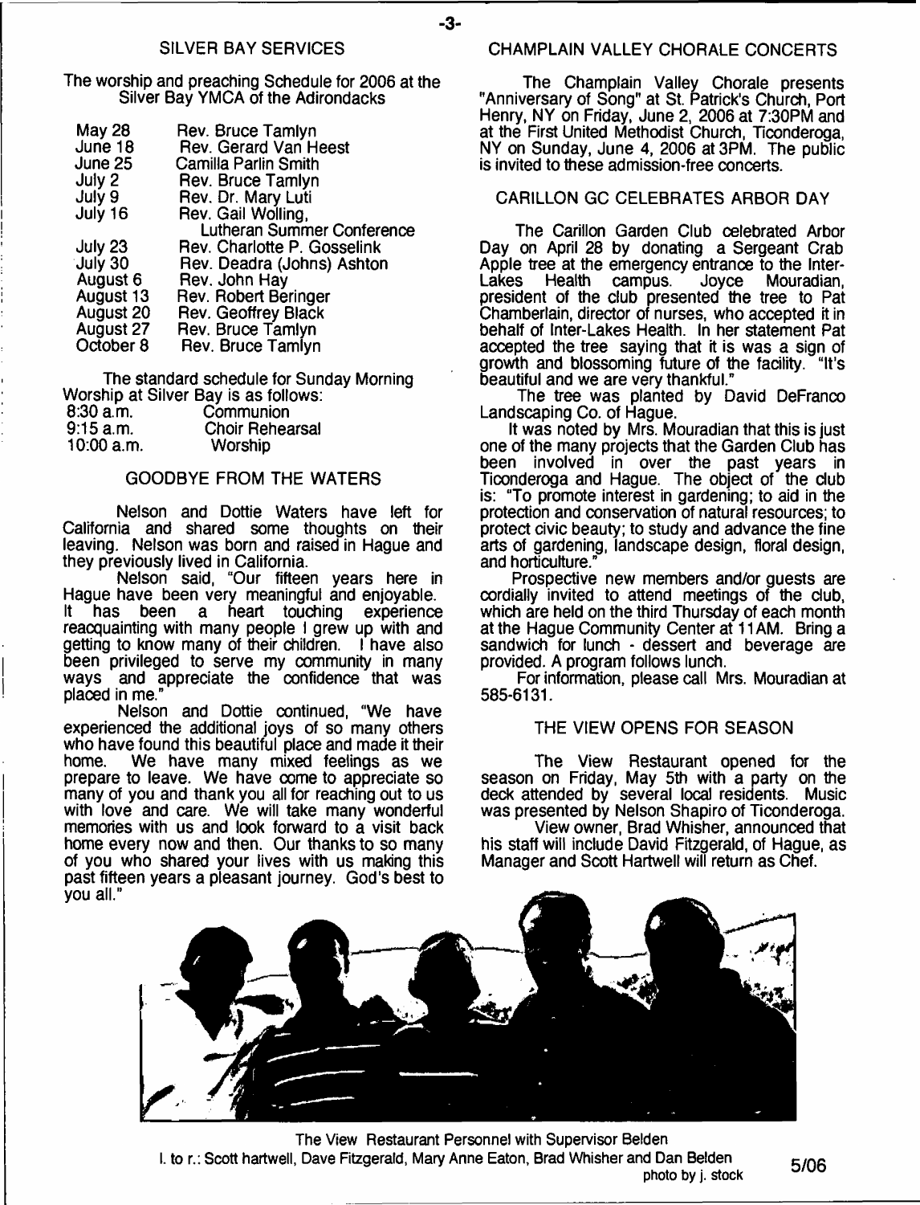## SILVER BAY SERVICES

The worship and preaching Schedule for 2006 at the Silver Bay YMCA of the Adirondacks

| | |
|---|---|
| May 28 | Rev. Bruce Tamlyn |
| June 18 | Rev. Gerard Van Heest |
| June 25 | Camilla Parlin Smith |
| July 2 | Rev. Bruce Tamlyn |
| July 9 | Rev. Dr. Mary Luti |
| July 16 | Rev. Gail Wolling, Lutheran Summer Conference |
| July 23 | Rev. Charlotte P. Gosselink |
| July 30 | Rev. Deadra (Johns) Ashton |
| August 6 | Rev. John Hay |
| August 13 | Rev. Robert Beringer |
| August 20 | Rev. Geoffrey Black |
| August 27 | Rev. Bruce Tamlyn |
| October 8 | Rev. Bruce Tamlyn |

The standard schedule for Sunday Morning Worship at Silver Bay is as follows:

| | |
|---|---|
| 8:30 a.m. | Communion |
| 9:15 a.m. | Choir Rehearsal |
| 10:00 a.m. | Worship |

## GOODBYE FROM THE WATERS

Nelson and Dottie Waters have left for California and shared some thoughts on their leaving. Nelson was born and raised in Hague and they previously lived in California.

Nelson said, "Our fifteen years here in Hague have been very meaningful and enjoyable. It has been a heart touching experience reacquainting with many people I grew up with and getting to know many of their children. I have also been privileged to serve my community in many ways and appreciate the confidence that was placed in me."

Nelson and Dottie continued, "We have experienced the additional joys of so many others who have found this beautiful place and made it their home. We have many mixed feelings as we prepare to leave. We have come to appreciate so many of you and thank you all for reaching out to us with love and care. We will take many wonderful memories with us and look forward to a visit back home every now and then. Our thanks to so many of you who shared your lives with us making this past fifteen years a pleasant journey. God's best to you all."

## CHAMPLAIN VALLEY CHORALE CONCERTS

The Champlain Valley Chorale presents "Anniversary of Song" at St. Patrick's Church, Port Henry, NY on Friday, June 2, 2006 at 7:30PM and at the First United Methodist Church, Ticonderoga, NY on Sunday, June 4, 2006 at 3PM. The public is invited to these admission-free concerts.

## CARILLON GC CELEBRATES ARBOR DAY

The Carillon Garden Club celebrated Arbor Day on April 28 by donating a Sergeant Crab Apple tree at the emergency entrance to the Inter-Lakes Health campus. Joyce Mouradian, president of the club presented the tree to Pat Chamberlain, director of nurses, who accepted it in behalf of Inter-Lakes Health. In her statement Pat accepted the tree saying that it is was a sign of growth and blossoming future of the facility. "It's beautiful and we are very thankful."

The tree was planted by David DeFranco Landscaping Co. of Hague.

It was noted by Mrs. Mouradian that this is just one of the many projects that the Garden Club has been involved in over the past years in Ticonderoga and Hague. The object of the club is: "To promote interest in gardening; to aid in the protection and conservation of natural resources; to protect civic beauty; to study and advance the fine arts of gardening, landscape design, floral design, and horticulture."

Prospective new members and/or guests are cordially invited to attend meetings of the club, which are held on the third Thursday of each month at the Hague Community Center at 11AM. Bring a sandwich for lunch - dessert and beverage are provided. A program follows lunch.

For information, please call Mrs. Mouradian at 585-6131.

## THE VIEW OPENS FOR SEASON

The View Restaurant opened for the season on Friday, May 5th with a party on the deck attended by several local residents. Music was presented by Nelson Shapiro of Ticonderoga.

View owner, Brad Whisher, announced that his staff will include David Fitzgerald, of Hague, as Manager and Scott Hartwell will return as Chef.

The View Restaurant Personnel with Supervisor Belden
l. to r.: Scott hartwell, Dave Fitzgerald, Mary Anne Eaton, Brad Whisher and Dan Belden
photo by j. stock

5/06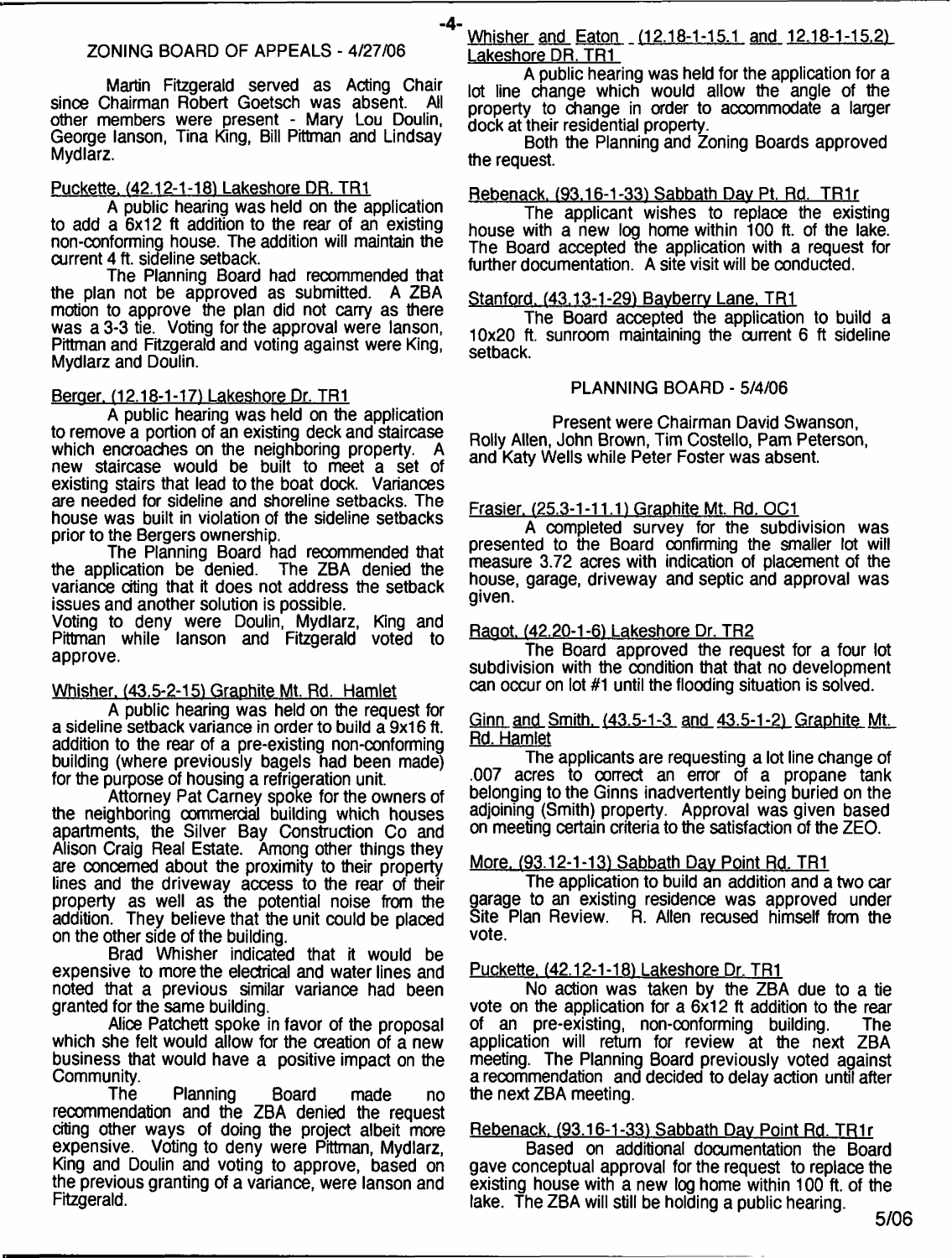## ZONING BOARD OF APPEALS - 4/27/06

Martin Fitzgerald served as Acting Chair since Chairman Robert Goetsch was absent. All other members were present - Mary Lou Doulin, George lanson, Tina King, Bill Pittman and Lindsay Mydlarz.

### Puckette, (42.12-1-18) Lakeshore DR. TR1

A public hearing was held on the application to add a 6x12 ft addition to the rear of an existing non-conforming house. The addition will maintain the current 4 ft. sideline setback.

The Planning Board had recommended that the plan not be approved as submitted. A ZBA motion to approve the plan did not carry as there was a 3-3 tie. Voting for the approval were lanson, Pittman and Fitzgerald and voting against were King, Mydlarz and Doulin.

### Berger, (12.18-1-17) Lakeshore Dr. TR1

A public hearing was held on the application to remove a portion of an existing deck and staircase which encroaches on the neighboring property. A new staircase would be built to meet a set of existing stairs that lead to the boat dock. Variances are needed for sideline and shoreline setbacks. The house was built in violation of the sideline setbacks prior to the Bergers ownership.

The Planning Board had recommended that the application be denied. The ZBA denied the variance citing that it does not address the setback issues and another solution is possible.

Voting to deny were Doulin, Mydlarz, King and Pittman while lanson and Fitzgerald voted to approve.

### Whisher, (43.5-2-15) Graphite Mt. Rd. Hamlet

A public hearing was held on the request for a sideline setback variance in order to build a 9x16 ft. addition to the rear of a pre-existing non-conforming building (where previously bagels had been made) for the purpose of housing a refrigeration unit.

Attorney Pat Carney spoke for the owners of the neighboring commercial building which houses apartments, the Silver Bay Construction Co and Alison Craig Real Estate. Among other things they are concerned about the proximity to their property lines and the driveway access to the rear of their property as well as the potential noise from the addition. They believe that the unit could be placed on the other side of the building.

Brad Whisher indicated that it would be expensive to more the electrical and water lines and noted that a previous similar variance had been granted for the same building.

Alice Patchett spoke in favor of the proposal which she felt would allow for the creation of a new business that would have a positive impact on the Community.

The Planning Board made no recommendation and the ZBA denied the request citing other ways of doing the project albeit more expensive. Voting to deny were Pittman, Mydlarz, King and Doulin and voting to approve, based on the previous granting of a variance, were lanson and Fitzgerald.

### Whisher and Eaton (12.18-1-15.1 and 12.18-1-15.2) Lakeshore DR. TR1

A public hearing was held for the application for a lot line change which would allow the angle of the property to change in order to accommodate a larger dock at their residential property.

Both the Planning and Zoning Boards approved the request.

### Rebenack, (93.16-1-33) Sabbath Day Pt. Rd. TR1r

The applicant wishes to replace the existing house with a new log home within 100 ft. of the lake. The Board accepted the application with a request for further documentation. A site visit will be conducted.

### Stanford, (43.13-1-29) Bayberry Lane, TR1

The Board accepted the application to build a 10x20 ft. sunroom maintaining the current 6 ft sideline setback.

## PLANNING BOARD - 5/4/06

Present were Chairman David Swanson, Rolly Allen, John Brown, Tim Costello, Pam Peterson, and Katy Wells while Peter Foster was absent.

### Frasier, (25.3-1-11.1) Graphite Mt. Rd. OC1

A completed survey for the subdivision was presented to the Board confirming the smaller lot will measure 3.72 acres with indication of placement of the house, garage, driveway and septic and approval was given.

### Ragot, (42.20-1-6) Lakeshore Dr. TR2

The Board approved the request for a four lot subdivision with the condition that that no development can occur on lot #1 until the flooding situation is solved.

### Ginn and Smith, (43.5-1-3 and 43.5-1-2) Graphite Mt. Rd. Hamlet

The applicants are requesting a lot line change of .007 acres to correct an error of a propane tank belonging to the Ginns inadvertently being buried on the adjoining (Smith) property. Approval was given based on meeting certain criteria to the satisfaction of the ZEO.

### More, (93.12-1-13) Sabbath Day Point Rd. TR1

The application to build an addition and a two car garage to an existing residence was approved under Site Plan Review. R. Allen recused himself from the vote.

### Puckette, (42.12-1-18) Lakeshore Dr. TR1

No action was taken by the ZBA due to a tie vote on the application for a 6x12 ft addition to the rear of an pre-existing, non-conforming building. The application will return for review at the next ZBA meeting. The Planning Board previously voted against a recommendation and decided to delay action until after the next ZBA meeting.

### Rebenack, (93.16-1-33) Sabbath Day Point Rd. TR1r

Based on additional documentation the Board gave conceptual approval for the request to replace the existing house with a new log home within 100 ft. of the lake. The ZBA will still be holding a public hearing.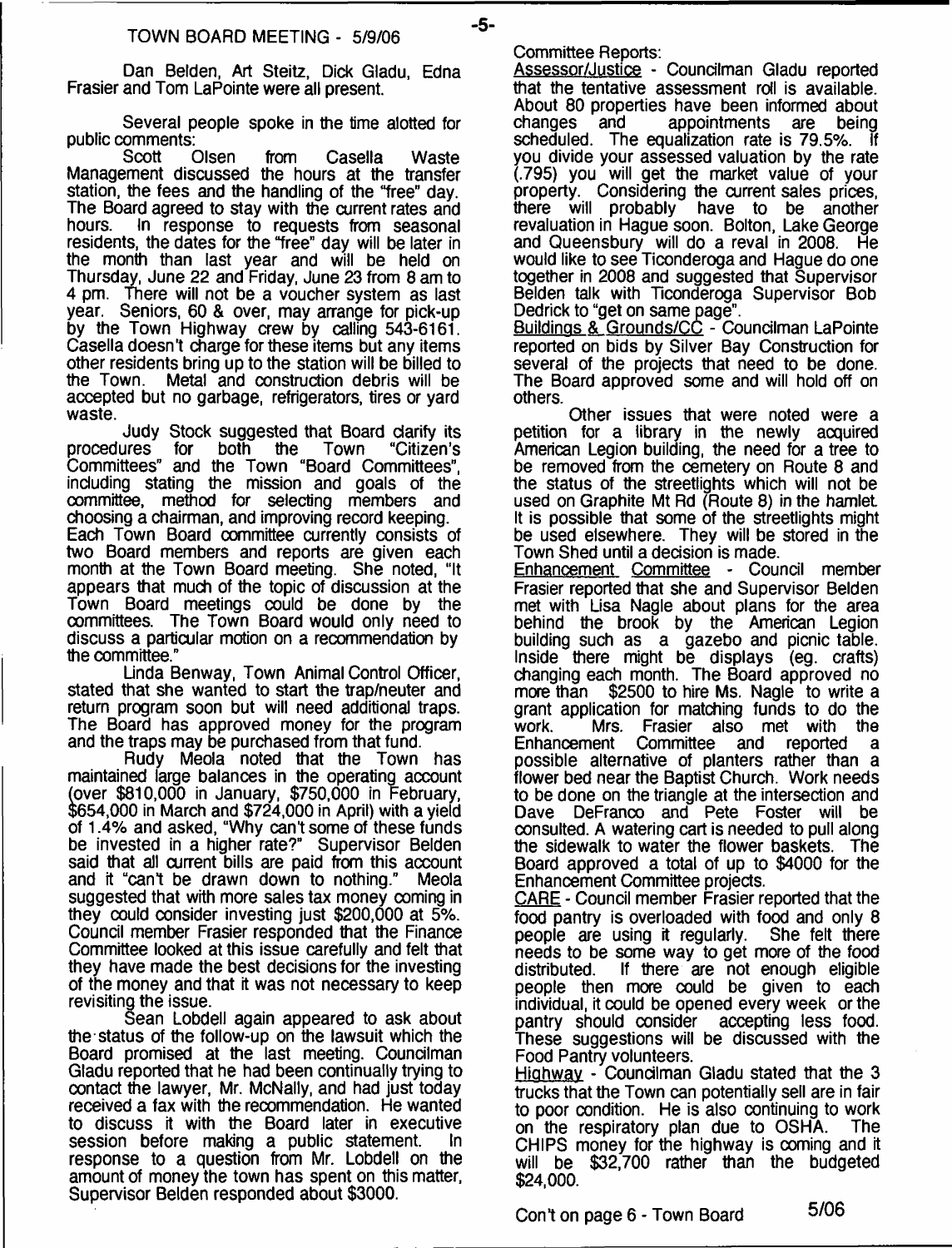## TOWN BOARD MEETING - 5/9/06

Dan Belden, Art Steitz, Dick Gladu, Edna Frasier and Tom LaPointe were all present.

Several people spoke in the time alotted for public comments:

Scott Olsen from Casella Waste Management discussed the hours at the transfer station, the fees and the handling of the "free" day. The Board agreed to stay with the current rates and hours. In response to requests from seasonal residents, the dates for the "free" day will be later in the month than last year and will be held on Thursday, June 22 and Friday, June 23 from 8 am to 4 pm. There will not be a voucher system as last year. Seniors, 60 & over, may arrange for pick-up by the Town Highway crew by calling 543-6161. Casella doesn't charge for these items but any items other residents bring up to the station will be billed to the Town. Metal and construction debris will be accepted but no garbage, refrigerators, tires or yard waste.

Judy Stock suggested that Board clarify its procedures for both the Town "Citizen's Committees" and the Town "Board Committees", including stating the mission and goals of the committee, method for selecting members and choosing a chairman, and improving record keeping. Each Town Board committee currently consists of two Board members and reports are given each month at the Town Board meeting. She noted, "It appears that much of the topic of discussion at the Town Board meetings could be done by the committees. The Town Board would only need to discuss a particular motion on a recommendation by the committee."

Linda Benway, Town Animal Control Officer, stated that she wanted to start the trap/neuter and return program soon but will need additional traps. The Board has approved money for the program and the traps may be purchased from that fund.

Rudy Meola noted that the Town has maintained large balances in the operating account (over $810,000 in January, $750,000 in February, $654,000 in March and $724,000 in April) with a yield of 1.4% and asked, "Why can't some of these funds be invested in a higher rate?" Supervisor Belden said that all current bills are paid from this account and it "can't be drawn down to nothing." Meola suggested that with more sales tax money coming in they could consider investing just $200,000 at 5%. Council member Frasier responded that the Finance Committee looked at this issue carefully and felt that they have made the best decisions for the investing of the money and that it was not necessary to keep revisiting the issue.

Sean Lobdell again appeared to ask about the status of the follow-up on the lawsuit which the Board promised at the last meeting. Councilman Gladu reported that he had been continually trying to contact the lawyer, Mr. McNally, and had just today received a fax with the recommendation. He wanted to discuss it with the Board later in executive session before making a public statement. In response to a question from Mr. Lobdell on the amount of money the town has spent on this matter, Supervisor Belden responded about $3000.

Committee Reports:

Assessor/Justice - Councilman Gladu reported that the tentative assessment roll is available. About 80 properties have been informed about changes and appointments are being scheduled. The equalization rate is 79.5%. If you divide your assessed valuation by the rate (.795) you will get the market value of your property. Considering the current sales prices, there will probably have to be another revaluation in Hague soon. Bolton, Lake George and Queensbury will do a reval in 2008. He would like to see Ticonderoga and Hague do one together in 2008 and suggested that Supervisor Belden talk with Ticonderoga Supervisor Bob Dedrick to "get on same page".

Buildings & Grounds/CC - Councilman LaPointe reported on bids by Silver Bay Construction for several of the projects that need to be done. The Board approved some and will hold off on others.

Other issues that were noted were a petition for a library in the newly acquired American Legion building, the need for a tree to be removed from the cemetery on Route 8 and the status of the streetlights which will not be used on Graphite Mt Rd (Route 8) in the hamlet. It is possible that some of the streetlights might be used elsewhere. They will be stored in the Town Shed until a decision is made.

Enhancement Committee - Council member Frasier reported that she and Supervisor Belden met with Lisa Nagle about plans for the area behind the brook by the American Legion building such as a gazebo and picnic table. Inside there might be displays (eg. crafts) changing each month. The Board approved no more than $2500 to hire Ms. Nagle to write a grant application for matching funds to do the work. Mrs. Frasier also met with the Enhancement Committee and reported a possible alternative of planters rather than a flower bed near the Baptist Church. Work needs to be done on the triangle at the intersection and Dave DeFranco and Pete Foster will be consulted. A watering cart is needed to pull along the sidewalk to water the flower baskets. The Board approved a total of up to $4000 for the Enhancement Committee projects.

CARE - Council member Frasier reported that the food pantry is overloaded with food and only 8 people are using it regularly. She felt there needs to be some way to get more of the food distributed. If there are not enough eligible people then more could be given to each individual, it could be opened every week or the pantry should consider accepting less food. These suggestions will be discussed with the Food Pantry volunteers.

Highway - Councilman Gladu stated that the 3 trucks that the Town can potentially sell are in fair to poor condition. He is also continuing to work on the respiratory plan due to OSHA. The CHIPS money for the highway is coming and it will be $32,700 rather than the budgeted $24,000.

Con't on page 6 - Town Board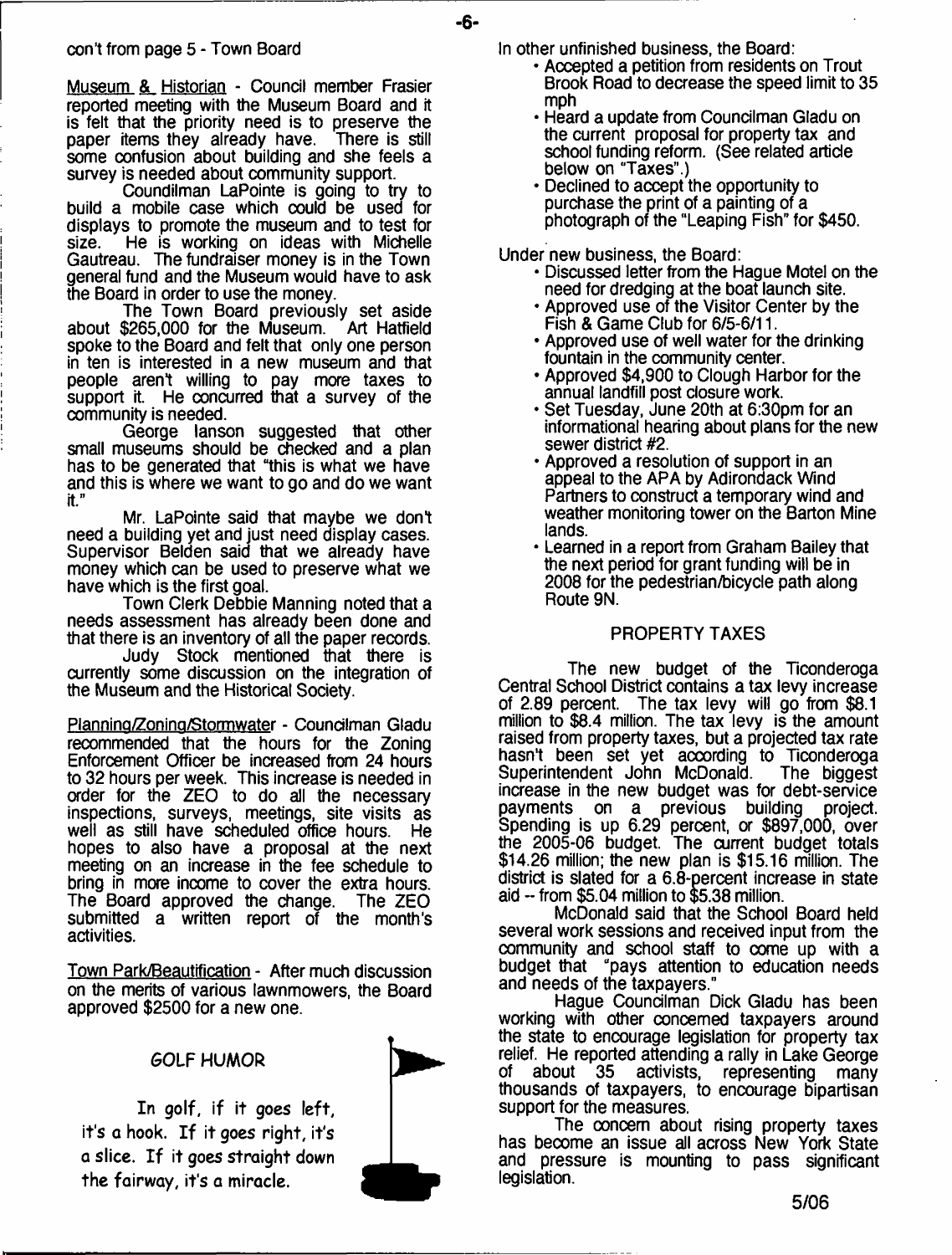con't from page 5 - Town Board

Museum & Historian - Council member Frasier reported meeting with the Museum Board and it is felt that the priority need is to preserve the paper items they already have. There is still some confusion about building and she feels a survey is needed about community support.

Coundilman LaPointe is going to try to build a mobile case which could be used for displays to promote the museum and to test for size. He is working on ideas with Michelle Gautreau. The fundraiser money is in the Town general fund and the Museum would have to ask the Board in order to use the money.

The Town Board previously set aside about $265,000 for the Museum. Art Hatfield spoke to the Board and felt that only one person in ten is interested in a new museum and that people aren't willing to pay more taxes to support it. He concurred that a survey of the community is needed.

George Ianson suggested that other small museums should be checked and a plan has to be generated that "this is what we have and this is where we want to go and do we want it."

Mr. LaPointe said that maybe we don't need a building yet and just need display cases. Supervisor Belden said that we already have money which can be used to preserve what we have which is the first goal.

Town Clerk Debbie Manning noted that a needs assessment has already been done and that there is an inventory of all the paper records.

Judy Stock mentioned that there is currently some discussion on the integration of the Museum and the Historical Society.

Planning/Zoning/Stormwater - Councilman Gladu recommended that the hours for the Zoning Enforcement Officer be increased from 24 hours to 32 hours per week. This increase is needed in order for the ZEO to do all the necessary inspections, surveys, meetings, site visits as well as still have scheduled office hours. He hopes to also have a proposal at the next meeting on an increase in the fee schedule to bring in more income to cover the extra hours. The Board approved the change. The ZEO submitted a written report of the month's activities.

Town Park/Beautification - After much discussion on the merits of various lawnmowers, the Board approved $2500 for a new one.

In other unfinished business, the Board:

- Accepted a petition from residents on Trout Brook Road to decrease the speed limit to 35 mph
- Heard a update from Councilman Gladu on the current proposal for property tax and school funding reform. (See related article below on "Taxes".)
- Declined to accept the opportunity to purchase the print of a painting of a photograph of the "Leaping Fish" for $450.

Under new business, the Board:

- Discussed letter from the Hague Motel on the need for dredging at the boat launch site.
- Approved use of the Visitor Center by the Fish & Game Club for 6/5-6/11.
- Approved use of well water for the drinking fountain in the community center.
- Approved $4,900 to Clough Harbor for the annual landfill post closure work.
- Set Tuesday, June 20th at 6:30pm for an informational hearing about plans for the new sewer district #2.
- Approved a resolution of support in an appeal to the APA by Adirondack Wind Partners to construct a temporary wind and weather monitoring tower on the Barton Mine lands.
- Learned in a report from Graham Bailey that the next period for grant funding will be in 2008 for the pedestrian/bicycle path along Route 9N.

## GOLF HUMOR

In golf, if it goes left, it's a hook. If it goes right, it's a slice. If it goes straight down the fairway, it's a miracle.

## PROPERTY TAXES

The new budget of the Ticonderoga Central School District contains a tax levy increase of 2.89 percent. The tax levy will go from $8.1 million to $8.4 million. The tax levy is the amount raised from property taxes, but a projected tax rate hasn't been set yet according to Ticonderoga Superintendent John McDonald. The biggest increase in the new budget was for debt-service payments on a previous building project. Spending is up 6.29 percent, or $897,000, over the 2005-06 budget. The current budget totals $14.26 million; the new plan is $15.16 million. The district is slated for a 6.8-percent increase in state aid -- from $5.04 million to $5.38 million.

McDonald said that the School Board held several work sessions and received input from the community and school staff to come up with a budget that "pays attention to education needs and needs of the taxpayers."

Hague Councilman Dick Gladu has been working with other concerned taxpayers around the state to encourage legislation for property tax relief. He reported attending a rally in Lake George of about 35 activists, representing many thousands of taxpayers, to encourage bipartisan support for the measures.

The concern about rising property taxes has become an issue all across New York State and pressure is mounting to pass significant legislation.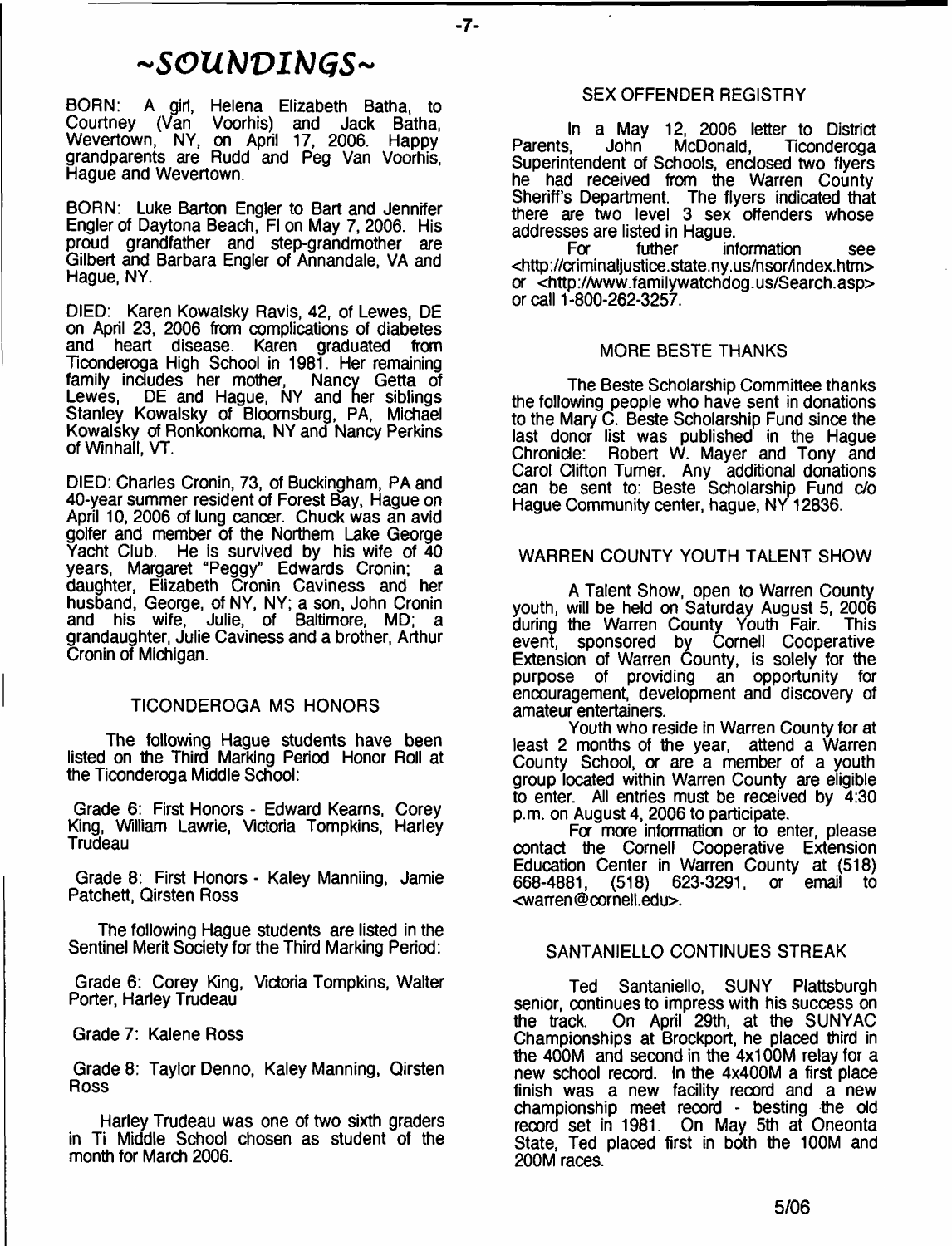# ~SOUNDINGS~

BORN: A girl, Helena Elizabeth Batha, to Courtney (Van Voorhis) and Jack Batha, Wevertown, NY, on April 17, 2006. Happy grandparents are Rudd and Peg Van Voorhis, Hague and Wevertown.

BORN: Luke Barton Engler to Bart and Jennifer Engler of Daytona Beach, Fl on May 7, 2006. His proud grandfather and step-grandmother are Gilbert and Barbara Engler of Annandale, VA and Hague, NY.

DIED: Karen Kowalsky Ravis, 42, of Lewes, DE on April 23, 2006 from complications of diabetes and heart disease. Karen graduated from Ticonderoga High School in 1981. Her remaining family includes her mother, Nancy Getta of Lewes, DE and Hague, NY and her siblings Stanley Kowalsky of Bloomsburg, PA, Michael Kowalsky of Ronkonkoma, NY and Nancy Perkins of Winhall, VT.

DIED: Charles Cronin, 73, of Buckingham, PA and 40-year summer resident of Forest Bay, Hague on April 10, 2006 of lung cancer. Chuck was an avid golfer and member of the Northern Lake George Yacht Club. He is survived by his wife of 40 years, Margaret "Peggy" Edwards Cronin; a daughter, Elizabeth Cronin Caviness and her husband, George, of NY, NY; a son, John Cronin and his wife, Julie, of Baltimore, MD; a grandaughter, Julie Caviness and a brother, Arthur Cronin of Michigan.

## TICONDEROGA MS HONORS

The following Hague students have been listed on the Third Marking Period Honor Roll at the Ticonderoga Middle School:

Grade 6: First Honors - Edward Kearns, Corey King, William Lawrie, Victoria Tompkins, Harley Trudeau

Grade 8: First Honors - Kaley Manniing, Jamie Patchett, Qirsten Ross

The following Hague students are listed in the Sentinel Merit Society for the Third Marking Period:

Grade 6: Corey King, Victoria Tompkins, Walter Porter, Harley Trudeau

Grade 7: Kalene Ross

Grade 8: Taylor Denno, Kaley Manning, Qirsten Ross

Harley Trudeau was one of two sixth graders in Ti Middle School chosen as student of the month for March 2006.

## SEX OFFENDER REGISTRY

In a May 12, 2006 letter to District Parents, John McDonald, Ticonderoga Superintendent of Schools, enclosed two flyers he had received from the Warren County Sheriff's Department. The flyers indicated that there are two level 3 sex offenders whose addresses are listed in Hague.

For futher information see <http://criminaljustice.state.ny.us/nsor/index.htm> or <http://www.familywatchdog.us/Search.asp> or call 1-800-262-3257.

## MORE BESTE THANKS

The Beste Scholarship Committee thanks the following people who have sent in donations to the Mary C. Beste Scholarship Fund since the last donor list was published in the Hague Chronicle: Robert W. Mayer and Tony and Carol Clifton Turner. Any additional donations can be sent to: Beste Scholarship Fund c/o Hague Community center, hague, NY 12836.

## WARREN COUNTY YOUTH TALENT SHOW

A Talent Show, open to Warren County youth, will be held on Saturday August 5, 2006 during the Warren County Youth Fair. This event, sponsored by Cornell Cooperative Extension of Warren County, is solely for the purpose of providing an opportunity for encouragement, development and discovery of amateur entertainers.

Youth who reside in Warren County for at least 2 months of the year, attend a Warren County School, or are a member of a youth group located within Warren County are eligible to enter. All entries must be received by 4:30 p.m. on August 4, 2006 to participate.

For more information or to enter, please contact the Cornell Cooperative Extension Education Center in Warren County at (518) 668-4881, (518) 623-3291, or email to <warren@cornell.edu>.

## SANTANIELLO CONTINUES STREAK

Ted Santaniello, SUNY Plattsburgh senior, continues to impress with his success on the track. On April 29th, at the SUNYAC Championships at Brockport, he placed third in the 400M and second in the 4x100M relay for a new school record. In the 4x400M a first place finish was a new facility record and a new championship meet record - besting the old record set in 1981. On May 5th at Oneonta State, Ted placed first in both the 100M and 200M races.

5/06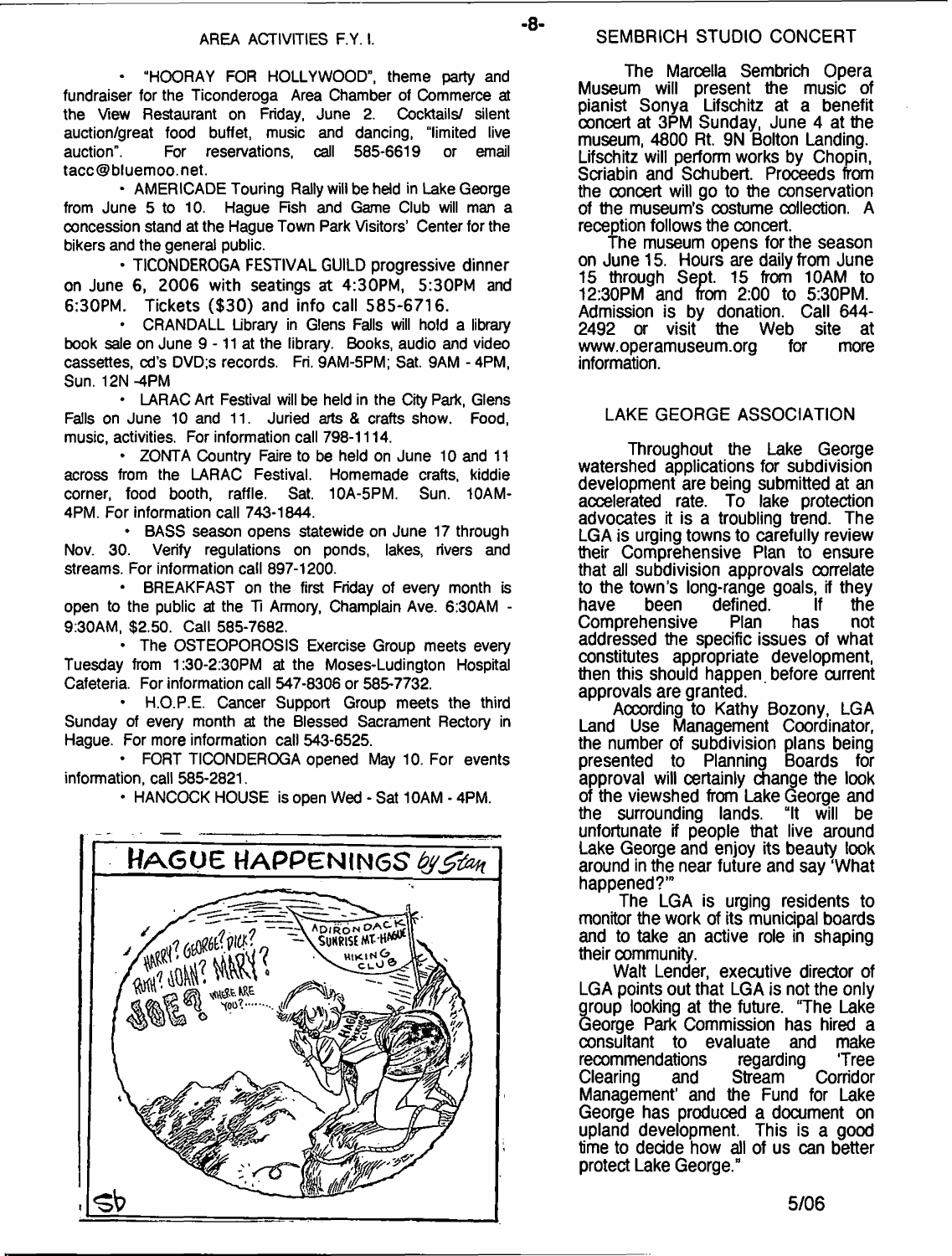## AREA ACTIVITIES F.Y.I.

- "HOORAY FOR HOLLYWOOD", theme party and fundraiser for the Ticonderoga Area Chamber of Commerce at the View Restaurant on Friday, June 2. Cocktails/ silent auction/great food buffet, music and dancing, "limited live auction". For reservations, call 585-6619 or email tacc@bluemoo.net.
- AMERICADE Touring Rally will be held in Lake George from June 5 to 10. Hague Fish and Game Club will man a concession stand at the Hague Town Park Visitors' Center for the bikers and the general public.
- TICONDEROGA FESTIVAL GUILD progressive dinner on June 6, 2006 with seatings at 4:30PM, 5:30PM and 6:30PM. Tickets ($30) and info call 585-6716.
- CRANDALL Library in Glens Falls will hold a library book sale on June 9 - 11 at the library. Books, audio and video cassettes, cd's DVD;s records. Fri. 9AM-5PM; Sat. 9AM - 4PM, Sun. 12N -4PM
- LARAC Art Festival will be held in the City Park, Glens Falls on June 10 and 11. Juried arts & crafts show. Food, music, activities. For information call 798-1114.
- ZONTA Country Faire to be held on June 10 and 11 across from the LARAC Festival. Homemade crafts, kiddie corner, food booth, raffle. Sat. 10A-5PM. Sun. 10AM-4PM. For information call 743-1844.
- BASS season opens statewide on June 17 through Nov. 30. Verify regulations on ponds, lakes, rivers and streams. For information call 897-1200.
- BREAKFAST on the first Friday of every month is open to the public at the Ti Armory, Champlain Ave. 6:30AM - 9:30AM, $2.50. Call 585-7682.
- The OSTEOPOROSIS Exercise Group meets every Tuesday from 1:30-2:30PM at the Moses-Ludington Hospital Cafeteria. For information call 547-8306 or 585-7732.
- H.O.P.E. Cancer Support Group meets the third Sunday of every month at the Blessed Sacrament Rectory in Hague. For more information call 543-6525.
- FORT TICONDEROGA opened May 10. For events information, call 585-2821.
- HANCOCK HOUSE is open Wed - Sat 10AM - 4PM.

**HAGUE HAPPENINGS** *by Stan*

## SEMBRICH STUDIO CONCERT

The Marcella Sembrich Opera Museum will present the music of pianist Sonya Lifschitz at a benefit concert at 3PM Sunday, June 4 at the museum, 4800 Rt. 9N Bolton Landing. Lifschitz will perform works by Chopin, Scriabin and Schubert. Proceeds from the concert will go to the conservation of the museum's costume collection. A reception follows the concert.

The museum opens for the season on June 15. Hours are daily from June 15 through Sept. 15 from 10AM to 12:30PM and from 2:00 to 5:30PM. Admission is by donation. Call 644-2492 or visit the Web site at www.operamuseum.org for more information.

## LAKE GEORGE ASSOCIATION

Throughout the Lake George watershed applications for subdivision development are being submitted at an accelerated rate. To lake protection advocates it is a troubling trend. The LGA is urging towns to carefully review their Comprehensive Plan to ensure that all subdivision approvals correlate to the town's long-range goals, if they have been defined. If the Comprehensive Plan has not addressed the specific issues of what constitutes appropriate development, then this should happen before current approvals are granted.

According to Kathy Bozony, LGA Land Use Management Coordinator, the number of subdivision plans being presented to Planning Boards for approval will certainly change the look of the viewshed from Lake George and the surrounding lands. "It will be unfortunate if people that live around Lake George and enjoy its beauty look around in the near future and say 'What happened?'"

The LGA is urging residents to monitor the work of its municipal boards and to take an active role in shaping their community.

Walt Lender, executive director of LGA points out that LGA is not the only group looking at the future. "The Lake George Park Commission has hired a consultant to evaluate and make recommendations regarding 'Tree Clearing and Stream Corridor Management' and the Fund for Lake George has produced a document on upland development. This is a good time to decide how all of us can better protect Lake George."

5/06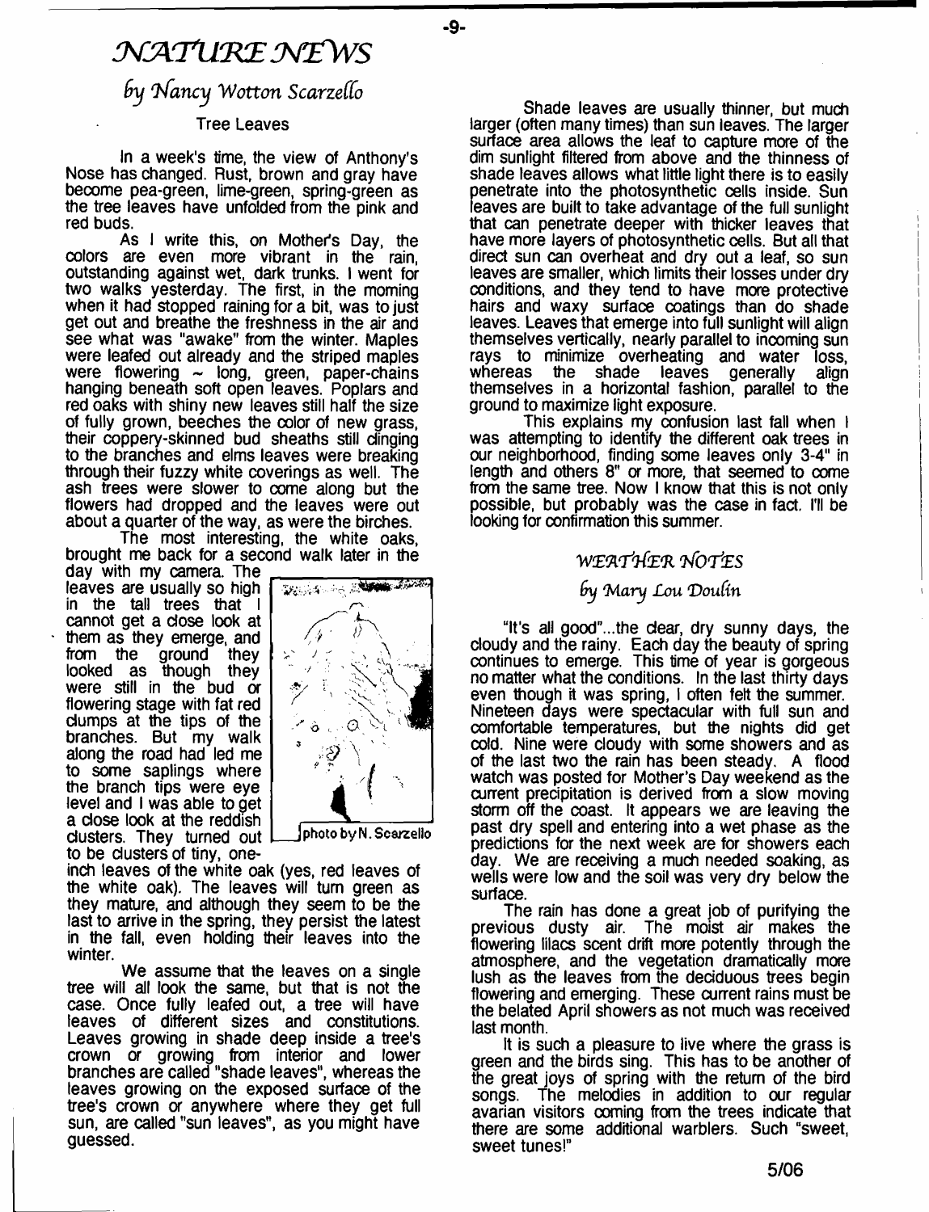# NATURE NEWS

## by Nancy Wotton Scarzello

### Tree Leaves

In a week's time, the view of Anthony's Nose has changed. Rust, brown and gray have become pea-green, lime-green, spring-green as the tree leaves have unfolded from the pink and red buds.

As I write this, on Mother's Day, the colors are even more vibrant in the rain, outstanding against wet, dark trunks. I went for two walks yesterday. The first, in the morning when it had stopped raining for a bit, was to just get out and breathe the freshness in the air and see what was "awake" from the winter. Maples were leafed out already and the striped maples were flowering ~ long, green, paper-chains hanging beneath soft open leaves. Poplars and red oaks with shiny new leaves still half the size of fully grown, beeches the color of new grass, their coppery-skinned bud sheaths still clinging to the branches and elms leaves were breaking through their fuzzy white coverings as well. The ash trees were slower to come along but the flowers had dropped and the leaves were out about a quarter of the way, as were the birches.

The most interesting, the white oaks, brought me back for a second walk later in the day with my camera. The leaves are usually so high in the tall trees that I cannot get a close look at them as they emerge, and from the ground they looked as though they were still in the bud or flowering stage with fat red clumps at the tips of the branches. But my walk along the road had led me to some saplings where the branch tips were eye level and I was able to get a close look at the reddish clusters. They turned out to be clusters of tiny, one-inch leaves of the white oak (yes, red leaves of the white oak). The leaves will turn green as they mature, and although they seem to be the last to arrive in the spring, they persist the latest in the fall, even holding their leaves into the winter.

photo by N. Scarzello

We assume that the leaves on a single tree will all look the same, but that is not the case. Once fully leafed out, a tree will have leaves of different sizes and constitutions. Leaves growing in shade deep inside a tree's crown or growing from interior and lower branches are called "shade leaves", whereas the leaves growing on the exposed surface of the tree's crown or anywhere where they get full sun, are called "sun leaves", as you might have guessed.

Shade leaves are usually thinner, but much larger (often many times) than sun leaves. The larger surface area allows the leaf to capture more of the dim sunlight filtered from above and the thinness of shade leaves allows what little light there is to easily penetrate into the photosynthetic cells inside. Sun leaves are built to take advantage of the full sunlight that can penetrate deeper with thicker leaves that have more layers of photosynthetic cells. But all that direct sun can overheat and dry out a leaf, so sun leaves are smaller, which limits their losses under dry conditions, and they tend to have more protective hairs and waxy surface coatings than do shade leaves. Leaves that emerge into full sunlight will align themselves vertically, nearly parallel to incoming sun rays to minimize overheating and water loss, whereas the shade leaves generally align themselves in a horizontal fashion, parallel to the ground to maximize light exposure.

This explains my confusion last fall when I was attempting to identify the different oak trees in our neighborhood, finding some leaves only 3-4" in length and others 8" or more, that seemed to come from the same tree. Now I know that this is not only possible, but probably was the case in fact. I'll be looking for confirmation this summer.

# WEATHER NOTES

## by Mary Lou Doulin

"It's all good"...the clear, dry sunny days, the cloudy and the rainy. Each day the beauty of spring continues to emerge. This time of year is gorgeous no matter what the conditions. In the last thirty days even though it was spring, I often felt the summer. Nineteen days were spectacular with full sun and comfortable temperatures, but the nights did get cold. Nine were cloudy with some showers and as of the last two the rain has been steady. A flood watch was posted for Mother's Day weekend as the current precipitation is derived from a slow moving storm off the coast. It appears we are leaving the past dry spell and entering into a wet phase as the predictions for the next week are for showers each day. We are receiving a much needed soaking, as wells were low and the soil was very dry below the surface.

The rain has done a great job of purifying the previous dusty air. The moist air makes the flowering lilacs scent drift more potently through the atmosphere, and the vegetation dramatically more lush as the leaves from the deciduous trees begin flowering and emerging. These current rains must be the belated April showers as not much was received last month.

It is such a pleasure to live where the grass is green and the birds sing. This has to be another of the great joys of spring with the return of the bird songs. The melodies in addition to our regular avarian visitors coming from the trees indicate that there are some additional warblers. Such "sweet, sweet tunes!"

5/06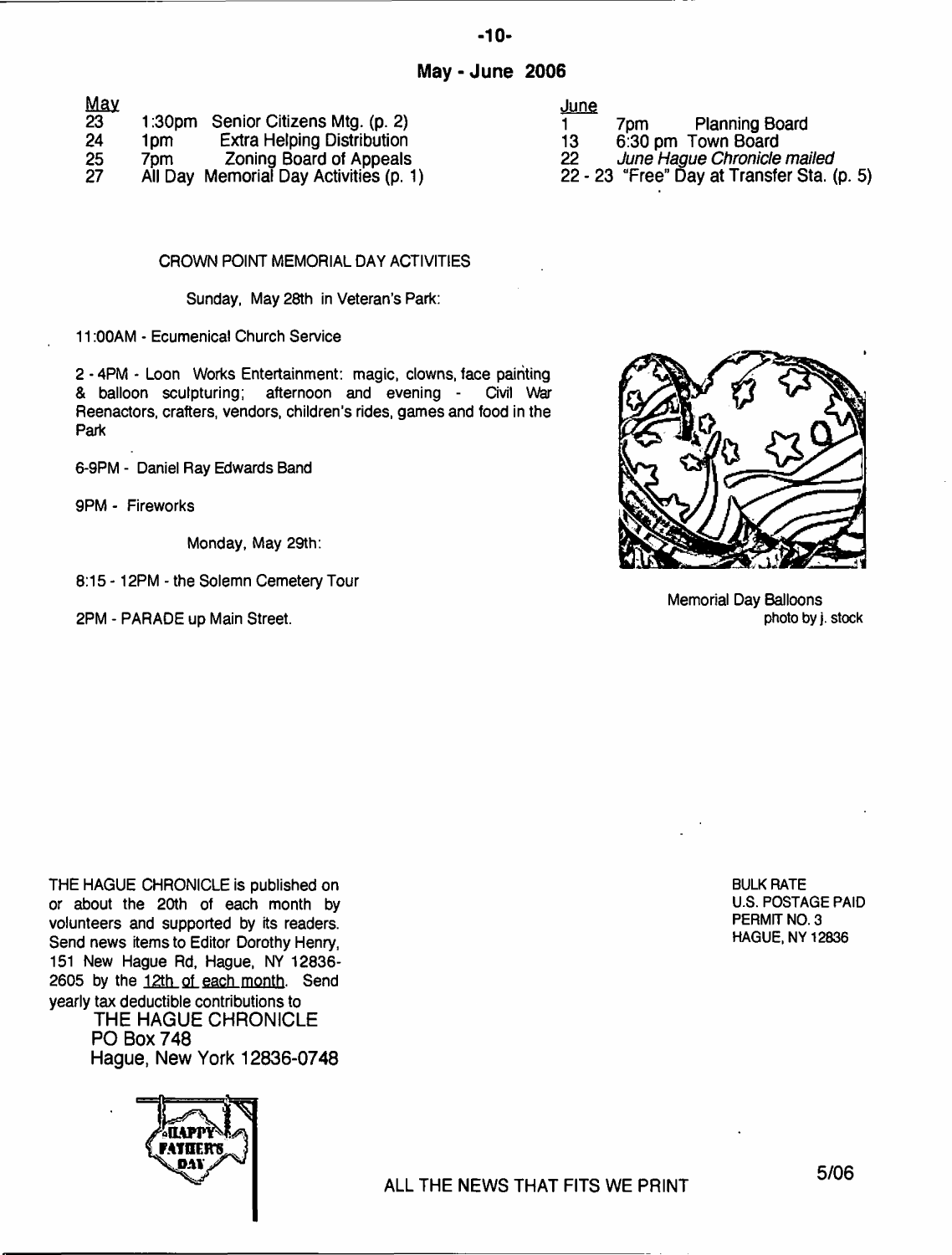## May - June 2006

**May**

| | | |
|---|---|---|
| 23 | 1:30pm | Senior Citizens Mtg. (p. 2) |
| 24 | 1pm | Extra Helping Distribution |
| 25 | 7pm | Zoning Board of Appeals |
| 27 | All Day | Memorial Day Activities (p. 1) |

**June**

| | | |
|---|---|---|
| 1 | 7pm | Planning Board |
| 13 | 6:30 pm | Town Board |
| 22 | | *June Hague Chronicle mailed* |
| 22 - 23 | | "Free" Day at Transfer Sta. (p. 5) |

### CROWN POINT MEMORIAL DAY ACTIVITIES

Sunday, May 28th in Veteran's Park:

11:00AM - Ecumenical Church Service

2 - 4PM - Loon Works Entertainment: magic, clowns, face painting & balloon sculpturing; afternoon and evening - Civil War Reenactors, crafters, vendors, children's rides, games and food in the Park

6-9PM - Daniel Ray Edwards Band

9PM - Fireworks

Monday, May 29th:

8:15 - 12PM - the Solemn Cemetery Tour

2PM - PARADE up Main Street.

Memorial Day Balloons
photo by j. stock

THE HAGUE CHRONICLE is published on or about the 20th of each month by volunteers and supported by its readers. Send news items to Editor Dorothy Henry, 151 New Hague Rd, Hague, NY 12836-2605 by the 12th of each month. Send yearly tax deductible contributions to

THE HAGUE CHRONICLE
PO Box 748
Hague, New York 12836-0748

BULK RATE
U.S. POSTAGE PAID
PERMIT NO. 3
HAGUE, NY 12836

HAPPY FATHER'S DAY

ALL THE NEWS THAT FITS WE PRINT

5/06